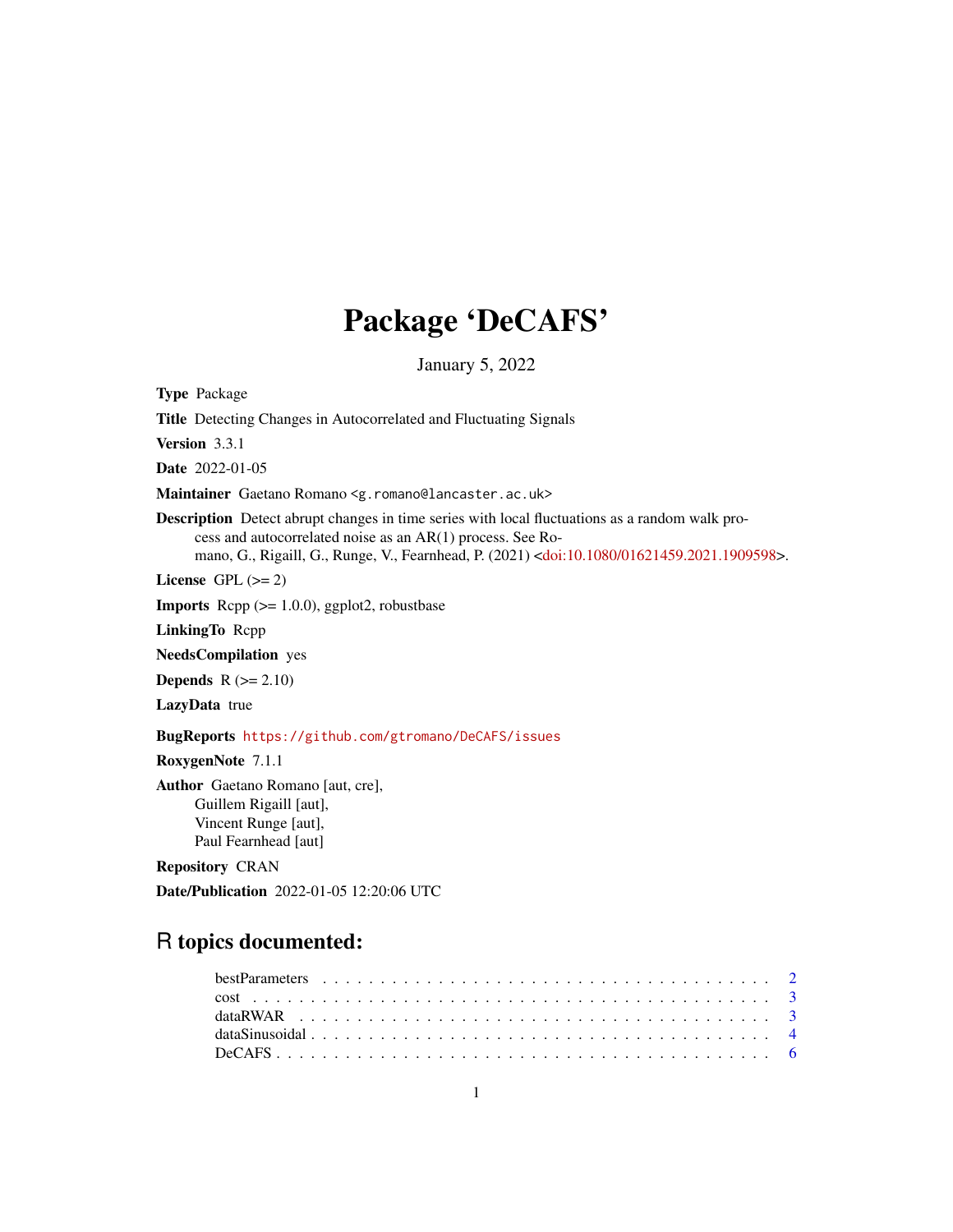# Package 'DeCAFS'

January 5, 2022

**Type** Package

**Title** Detecting Changes in Autocorrelated and Fluctuating Signals

**Version** 3.3.1

**Date** 2022-01-05

**Maintainer** Gaetano Romano <g.romano@lancaster.ac.uk>

**Description** Detect abrupt changes in time series with local fluctuations as a random walk process and autocorrelated noise as an AR(1) process. See Romano, G., Rigaill, G., Runge, V., Fearnhead, P. (2021) <doi:10.1080/01621459.2021.1909598>.

**License** GPL (>= 2)

**Imports** Rcpp (>= 1.0.0), ggplot2, robustbase

**LinkingTo** Rcpp

**NeedsCompilation** yes

**Depends** R (>= 2.10)

**LazyData** true

**BugReports** https://github.com/gtromano/DeCAFS/issues

**RoxygenNote** 7.1.1

**Author** Gaetano Romano [aut, cre],
Guillem Rigaill [aut],
Vincent Runge [aut],
Paul Fearnhead [aut]

**Repository** CRAN

**Date/Publication** 2022-01-05 12:20:06 UTC

## R topics documented:

| | |
|---|---|
| bestParameters | 2 |
| cost | 3 |
| dataRWAR | 3 |
| dataSinusoidal | 4 |
| DeCAFS | 6 |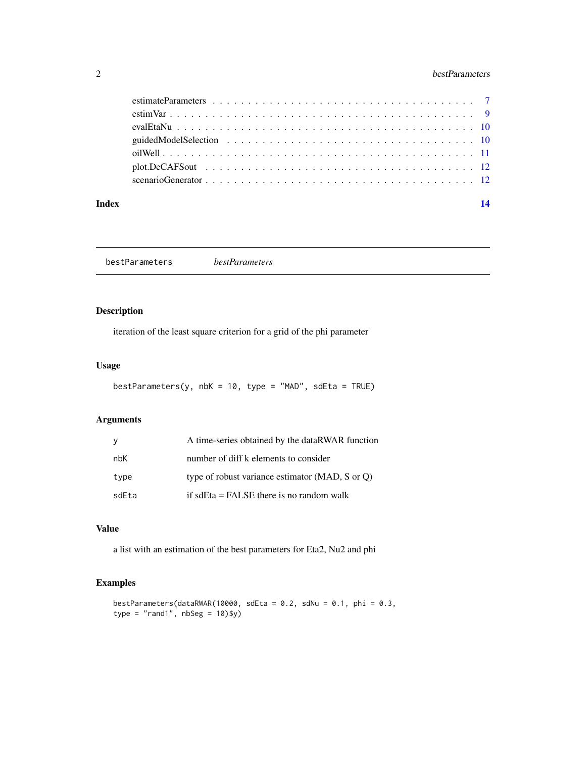estimateParameters . . . . . . . . . . . . . . . . . . . . . . . . . . . . . . . . . . . 7
estimVar . . . . . . . . . . . . . . . . . . . . . . . . . . . . . . . . . . . . . . . . 9
evalEtaNu . . . . . . . . . . . . . . . . . . . . . . . . . . . . . . . . . . . . . . . 10
guidedModelSelection . . . . . . . . . . . . . . . . . . . . . . . . . . . . . . . . . 10
oilWell . . . . . . . . . . . . . . . . . . . . . . . . . . . . . . . . . . . . . . . . 11
plot.DeCAFSout . . . . . . . . . . . . . . . . . . . . . . . . . . . . . . . . . . . . 12
scenarioGenerator . . . . . . . . . . . . . . . . . . . . . . . . . . . . . . . . . . . 12

**Index** **14**

---

## bestParameters    *bestParameters*

---

### Description

iteration of the least square criterion for a grid of the phi parameter

### Usage

```
bestParameters(y, nbK = 10, type = "MAD", sdEta = TRUE)
```

### Arguments

| | |
|---|---|
| y | A time-series obtained by the dataRWAR function |
| nbK | number of diff k elements to consider |
| type | type of robust variance estimator (MAD, S or Q) |
| sdEta | if sdEta = FALSE there is no random walk |

### Value

a list with an estimation of the best parameters for Eta2, Nu2 and phi

### Examples

```
bestParameters(dataRWAR(10000, sdEta = 0.2, sdNu = 0.1, phi = 0.3,
type = "rand1", nbSeg = 10)$y)
```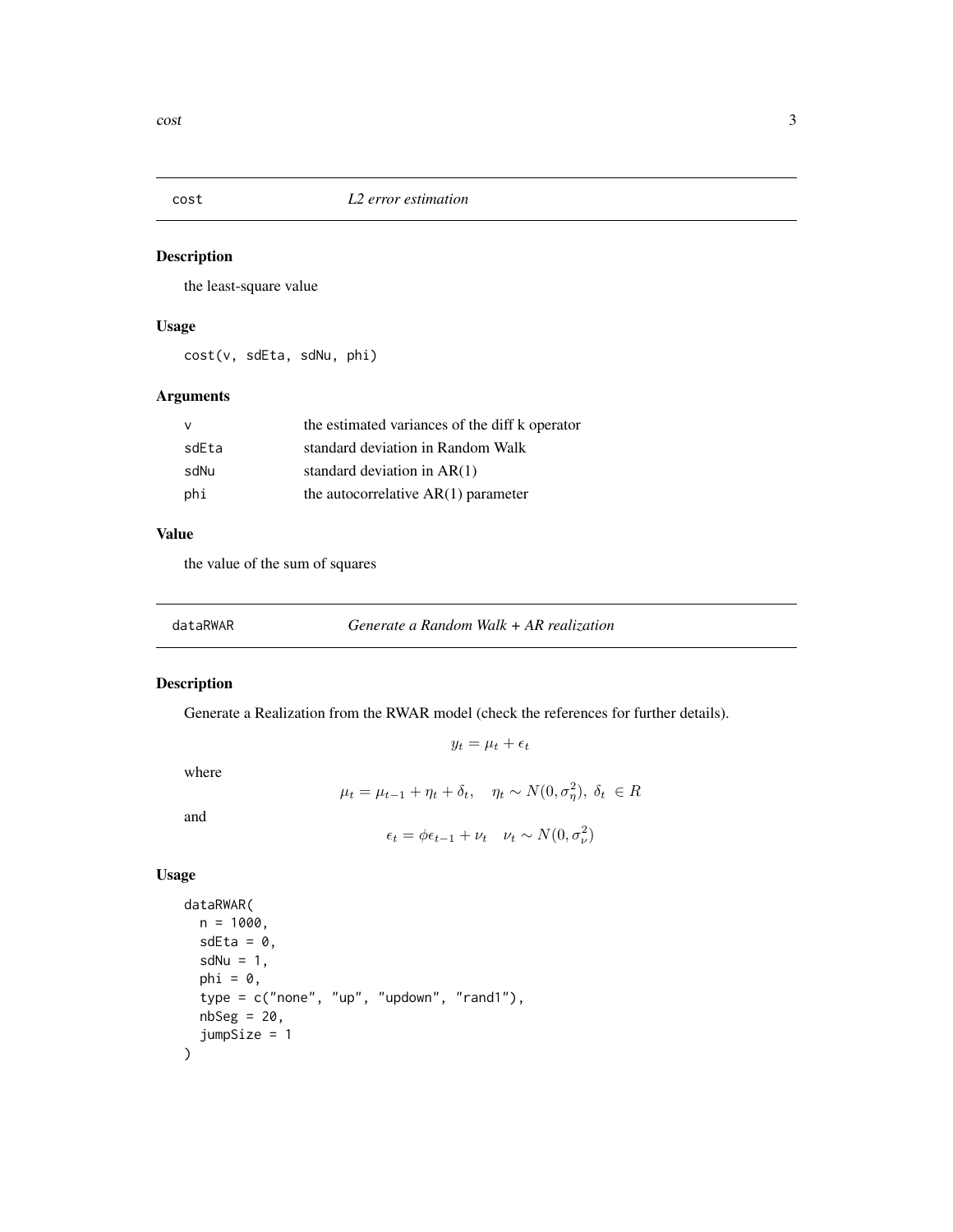## cost — *L2 error estimation*

### Description

the least-square value

### Usage

```
cost(v, sdEta, sdNu, phi)
```

### Arguments

| | |
|---|---|
| v | the estimated variances of the diff k operator |
| sdEta | standard deviation in Random Walk |
| sdNu | standard deviation in AR(1) |
| phi | the autocorrelative AR(1) parameter |

### Value

the value of the sum of squares

## dataRWAR — *Generate a Random Walk + AR realization*

### Description

Generate a Realization from the RWAR model (check the references for further details).

$$y_t = \mu_t + \epsilon_t$$

where

$$\mu_t = \mu_{t-1} + \eta_t + \delta_t, \quad \eta_t \sim N(0, \sigma_\eta^2),\ \delta_t\ \in R$$

and

$$\epsilon_t = \phi\epsilon_{t-1} + \nu_t \quad \nu_t \sim N(0, \sigma_\nu^2)$$

### Usage

```
dataRWAR(
  n = 1000,
  sdEta = 0,
  sdNu = 1,
  phi = 0,
  type = c("none", "up", "updown", "rand1"),
  nbSeg = 20,
  jumpSize = 1
)
```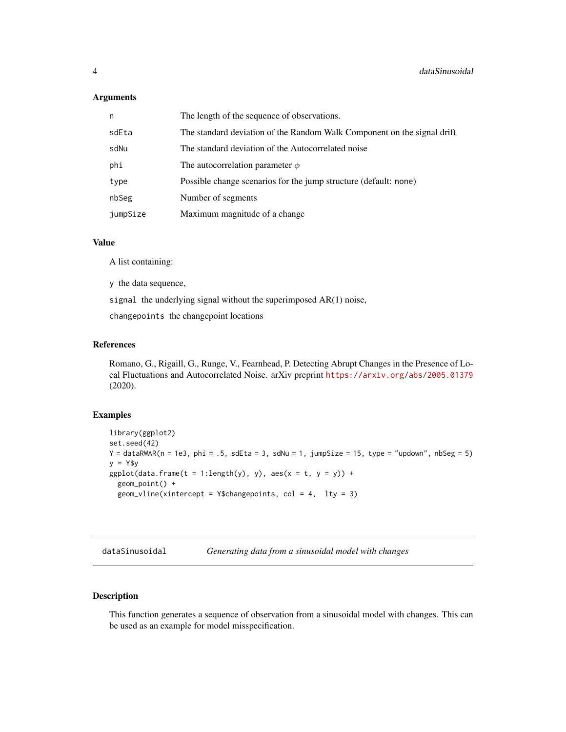### Arguments

| | |
|---|---|
| n | The length of the sequence of observations. |
| sdEta | The standard deviation of the Random Walk Component on the signal drift |
| sdNu | The standard deviation of the Autocorrelated noise |
| phi | The autocorrelation parameter $\phi$ |
| type | Possible change scenarios for the jump structure (default: none) |
| nbSeg | Number of segments |
| jumpSize | Maximum magnitude of a change |

### Value

A list containing:

y the data sequence,

signal the underlying signal without the superimposed AR(1) noise,

changepoints the changepoint locations

### References

Romano, G., Rigaill, G., Runge, V., Fearnhead, P. Detecting Abrupt Changes in the Presence of Local Fluctuations and Autocorrelated Noise. arXiv preprint https://arxiv.org/abs/2005.01379 (2020).

### Examples

```
library(ggplot2)
set.seed(42)
Y = dataRWAR(n = 1e3, phi = .5, sdEta = 3, sdNu = 1, jumpSize = 15, type = "updown", nbSeg = 5)
y = Y$y
ggplot(data.frame(t = 1:length(y), y), aes(x = t, y = y)) +
  geom_point() +
  geom_vline(xintercept = Y$changepoints, col = 4,  lty = 3)
```

---

## dataSinusoidal *Generating data from a sinusoidal model with changes*

### Description

This function generates a sequence of observation from a sinusoidal model with changes. This can be used as an example for model misspecification.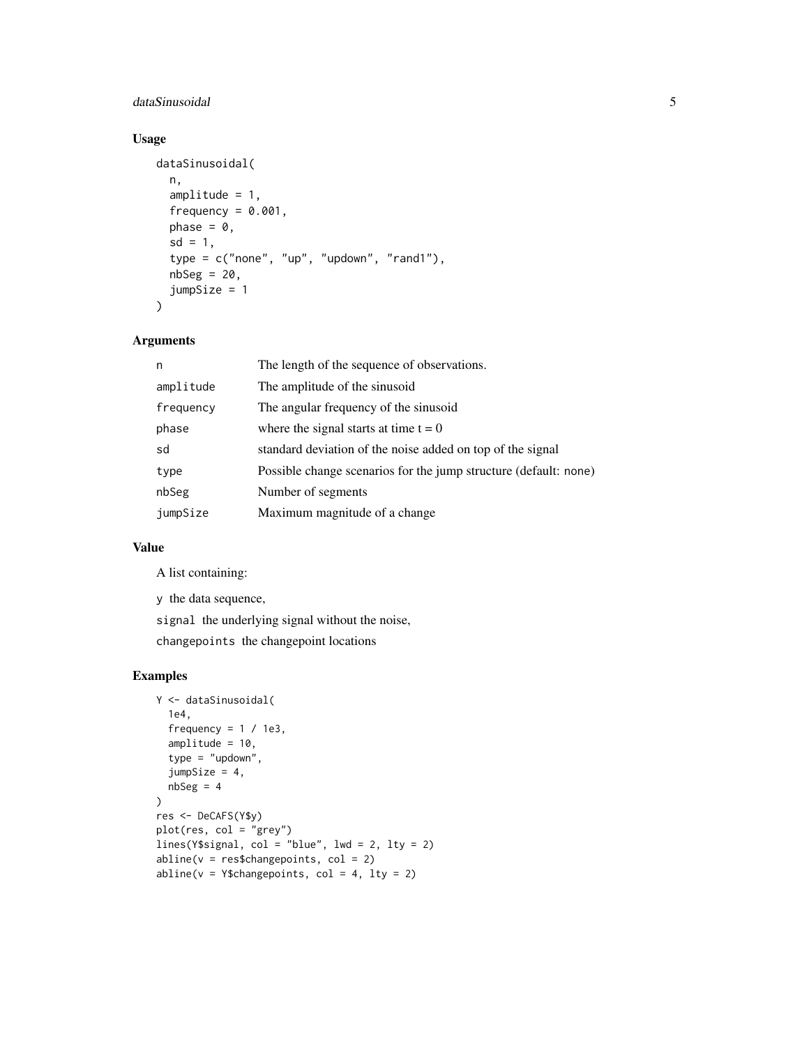## Usage

```
dataSinusoidal(
  n,
  amplitude = 1,
  frequency = 0.001,
  phase = 0,
  sd = 1,
  type = c("none", "up", "updown", "rand1"),
  nbSeg = 20,
  jumpSize = 1
)
```

## Arguments

| | |
|---|---|
| `n` | The length of the sequence of observations. |
| `amplitude` | The amplitude of the sinusoid |
| `frequency` | The angular frequency of the sinusoid |
| `phase` | where the signal starts at time t = 0 |
| `sd` | standard deviation of the noise added on top of the signal |
| `type` | Possible change scenarios for the jump structure (default: none) |
| `nbSeg` | Number of segments |
| `jumpSize` | Maximum magnitude of a change |

## Value

A list containing:

`y` the data sequence,

`signal` the underlying signal without the noise,

`changepoints` the changepoint locations

## Examples

```
Y <- dataSinusoidal(
  1e4,
  frequency = 1 / 1e3,
  amplitude = 10,
  type = "updown",
  jumpSize = 4,
  nbSeg = 4
)
res <- DeCAFS(Y$y)
plot(res, col = "grey")
lines(Y$signal, col = "blue", lwd = 2, lty = 2)
abline(v = res$changepoints, col = 2)
abline(v = Y$changepoints, col = 4, lty = 2)
```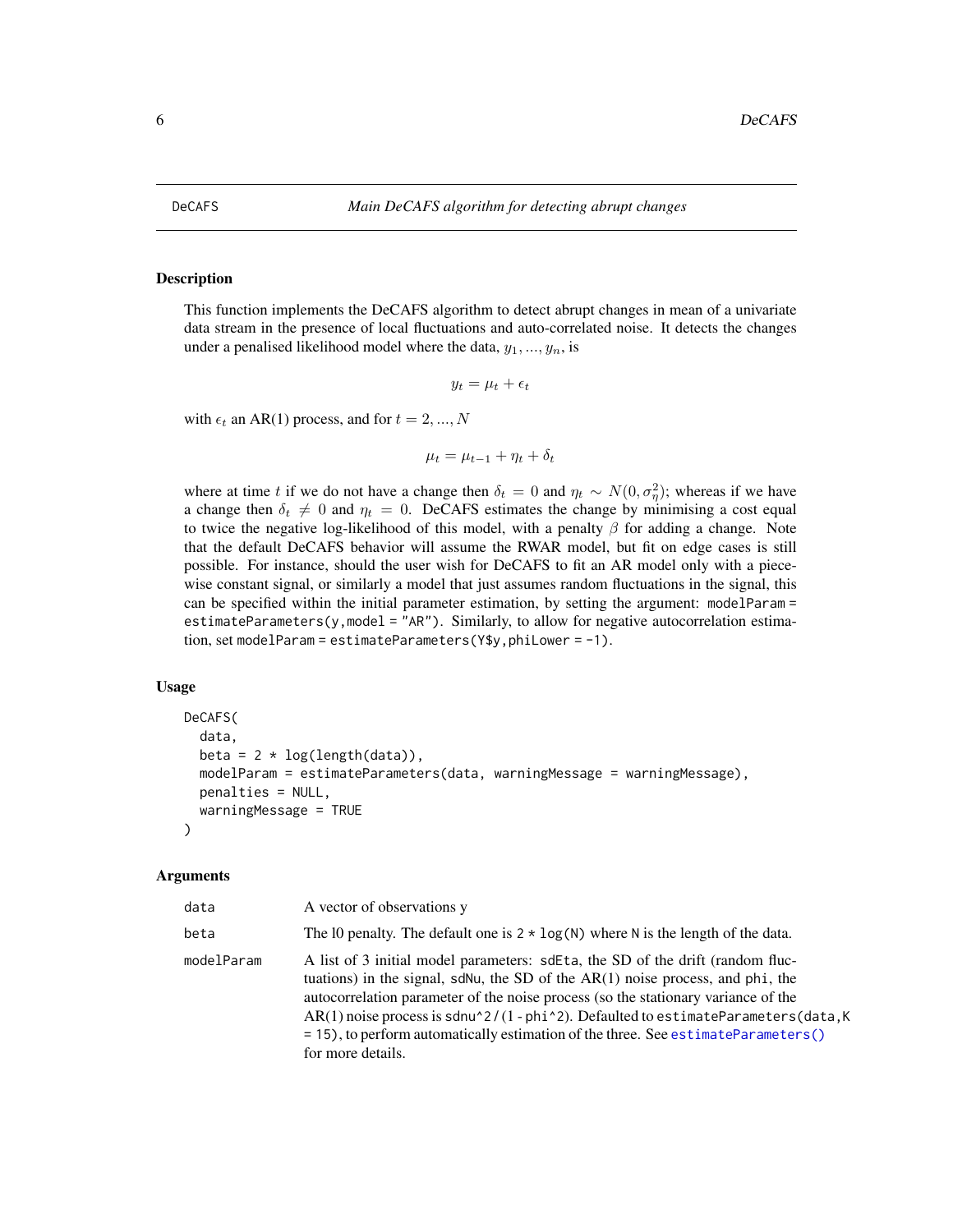# DeCAFS — *Main DeCAFS algorithm for detecting abrupt changes*

## Description

This function implements the DeCAFS algorithm to detect abrupt changes in mean of a univariate data stream in the presence of local fluctuations and auto-correlated noise. It detects the changes under a penalised likelihood model where the data, $y_1, ..., y_n$, is

$$y_t = \mu_t + \epsilon_t$$

with $\epsilon_t$ an AR(1) process, and for $t = 2, ..., N$

$$\mu_t = \mu_{t-1} + \eta_t + \delta_t$$

where at time $t$ if we do not have a change then $\delta_t = 0$ and $\eta_t \sim N(0, \sigma_\eta^2)$; whereas if we have a change then $\delta_t \neq 0$ and $\eta_t = 0$. DeCAFS estimates the change by minimising a cost equal to twice the negative log-likelihood of this model, with a penalty $\beta$ for adding a change. Note that the default DeCAFS behavior will assume the RWAR model, but fit on edge cases is still possible. For instance, should the user wish for DeCAFS to fit an AR model only with a piecewise constant signal, or similarly a model that just assumes random fluctuations in the signal, this can be specified within the initial parameter estimation, by setting the argument: `modelParam = estimateParameters(y,model = "AR")`. Similarly, to allow for negative autocorrelation estimation, set `modelParam = estimateParameters(Y$y,phiLower = -1)`.

## Usage

```
DeCAFS(
  data,
  beta = 2 * log(length(data)),
  modelParam = estimateParameters(data, warningMessage = warningMessage),
  penalties = NULL,
  warningMessage = TRUE
)
```

## Arguments

| | |
|---|---|
| `data` | A vector of observations y |
| `beta` | The l0 penalty. The default one is `2 * log(N)` where `N` is the length of the data. |
| `modelParam` | A list of 3 initial model parameters: `sdEta`, the SD of the drift (random fluctuations) in the signal, `sdNu`, the SD of the AR(1) noise process, and `phi`, the autocorrelation parameter of the noise process (so the stationary variance of the AR(1) noise process is `sdnu^2 / (1 - phi^2)`. Defaulted to `estimateParameters(data,K = 15)`, to perform automatically estimation of the three. See `estimateParameters()` for more details. |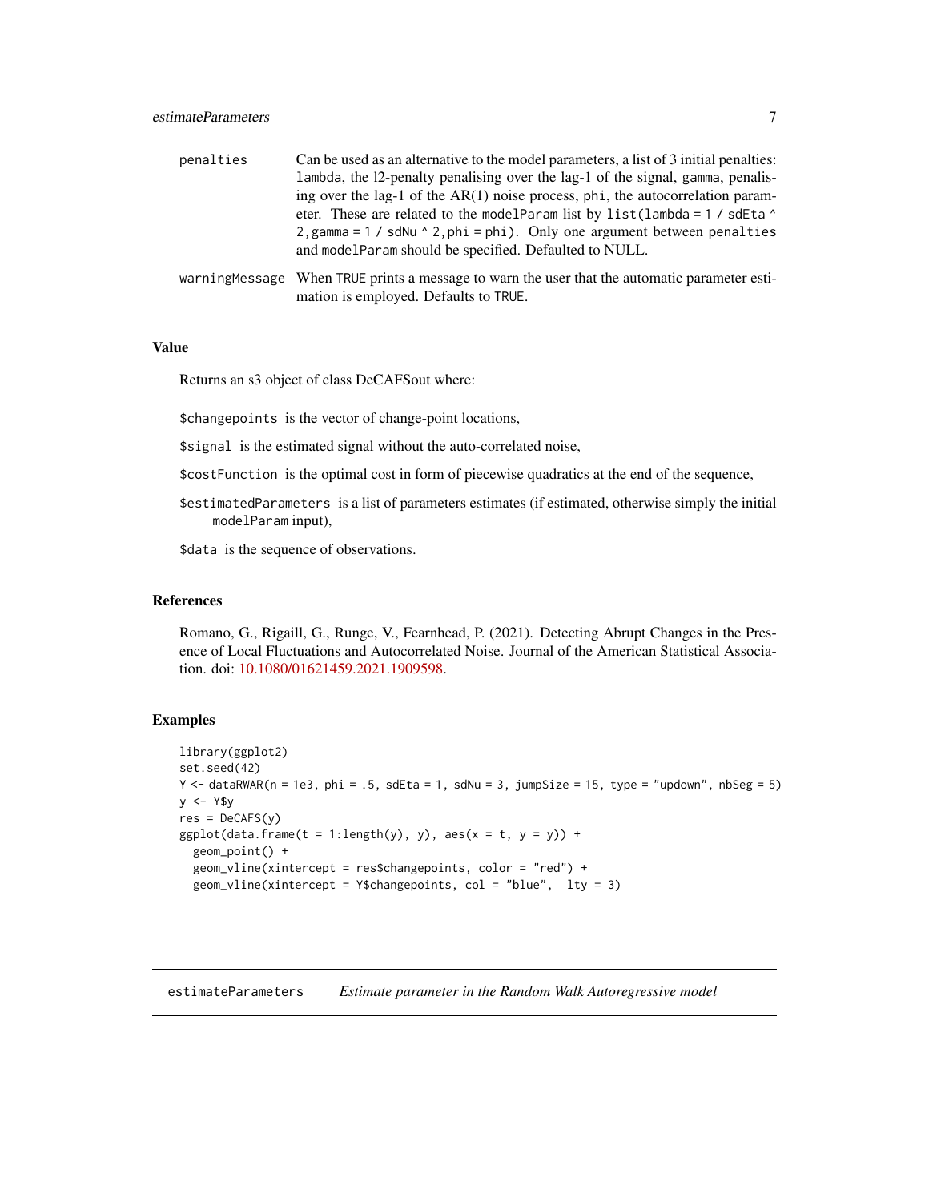penalties
: Can be used as an alternative to the model parameters, a list of 3 initial penalties: `lambda`, the l2-penalty penalising over the lag-1 of the signal, `gamma`, penalising over the lag-1 of the AR(1) noise process, `phi`, the autocorrelation parameter. These are related to the `modelParam` list by `list(lambda = 1 / sdEta ^ 2, gamma = 1 / sdNu ^ 2, phi = phi)`. Only one argument between `penalties` and `modelParam` should be specified. Defaulted to NULL.

warningMessage
: When `TRUE` prints a message to warn the user that the automatic parameter estimation is employed. Defaults to `TRUE`.

### Value

Returns an s3 object of class DeCAFSout where:

`$changepoints` is the vector of change-point locations,

`$signal` is the estimated signal without the auto-correlated noise,

`$costFunction` is the optimal cost in form of piecewise quadratics at the end of the sequence,

`$estimatedParameters` is a list of parameters estimates (if estimated, otherwise simply the initial `modelParam` input),

`$data` is the sequence of observations.

### References

Romano, G., Rigaill, G., Runge, V., Fearnhead, P. (2021). Detecting Abrupt Changes in the Presence of Local Fluctuations and Autocorrelated Noise. Journal of the American Statistical Association. doi: 10.1080/01621459.2021.1909598.

### Examples

```
library(ggplot2)
set.seed(42)
Y <- dataRWAR(n = 1e3, phi = .5, sdEta = 1, sdNu = 3, jumpSize = 15, type = "updown", nbSeg = 5)
y <- Y$y
res = DeCAFS(y)
ggplot(data.frame(t = 1:length(y), y), aes(x = t, y = y)) +
  geom_point() +
  geom_vline(xintercept = res$changepoints, color = "red") +
  geom_vline(xintercept = Y$changepoints, col = "blue",  lty = 3)
```

---

## estimateParameters    *Estimate parameter in the Random Walk Autoregressive model*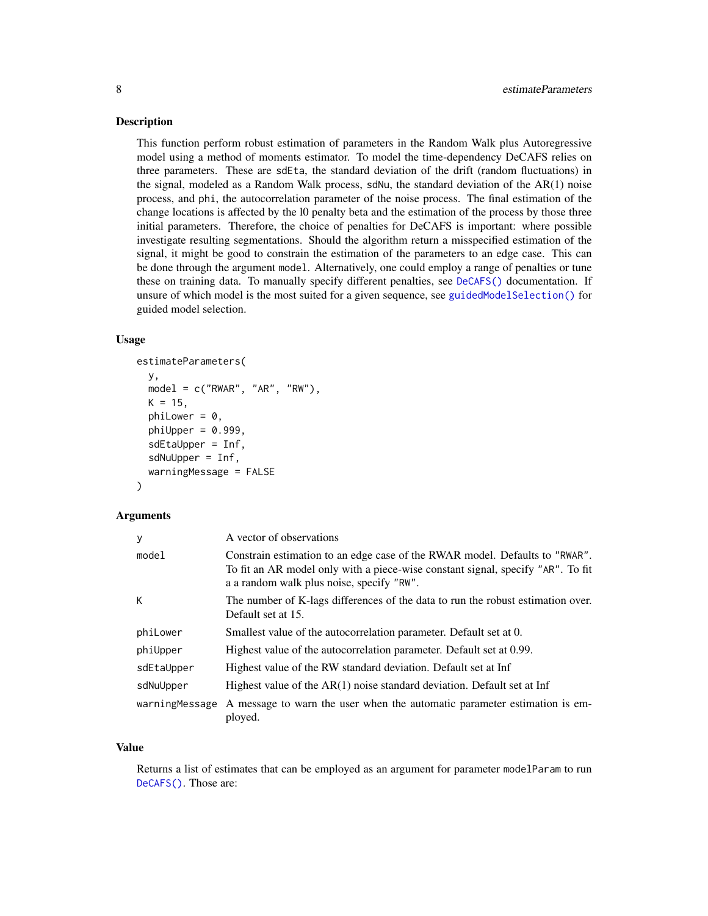## Description

This function perform robust estimation of parameters in the Random Walk plus Autoregressive model using a method of moments estimator. To model the time-dependency DeCAFS relies on three parameters. These are `sdEta`, the standard deviation of the drift (random fluctuations) in the signal, modeled as a Random Walk process, `sdNu`, the standard deviation of the AR(1) noise process, and `phi`, the autocorrelation parameter of the noise process. The final estimation of the change locations is affected by the l0 penalty beta and the estimation of the process by those three initial parameters. Therefore, the choice of penalties for DeCAFS is important: where possible investigate resulting segmentations. Should the algorithm return a misspecified estimation of the signal, it might be good to constrain the estimation of the parameters to an edge case. This can be done through the argument `model`. Alternatively, one could employ a range of penalties or tune these on training data. To manually specify different penalties, see `DeCAFS()` documentation. If unsure of which model is the most suited for a given sequence, see `guidedModelSelection()` for guided model selection.

## Usage

```
estimateParameters(
  y,
  model = c("RWAR", "AR", "RW"),
  K = 15,
  phiLower = 0,
  phiUpper = 0.999,
  sdEtaUpper = Inf,
  sdNuUpper = Inf,
  warningMessage = FALSE
)
```

## Arguments

| | |
|---|---|
| `y` | A vector of observations |
| `model` | Constrain estimation to an edge case of the RWAR model. Defaults to "RWAR". To fit an AR model only with a piece-wise constant signal, specify "AR". To fit a a random walk plus noise, specify "RW". |
| `K` | The number of K-lags differences of the data to run the robust estimation over. Default set at 15. |
| `phiLower` | Smallest value of the autocorrelation parameter. Default set at 0. |
| `phiUpper` | Highest value of the autocorrelation parameter. Default set at 0.99. |
| `sdEtaUpper` | Highest value of the RW standard deviation. Default set at Inf |
| `sdNuUpper` | Highest value of the AR(1) noise standard deviation. Default set at Inf |
| `warningMessage` | A message to warn the user when the automatic parameter estimation is employed. |

## Value

Returns a list of estimates that can be employed as an argument for parameter `modelParam` to run `DeCAFS()`. Those are: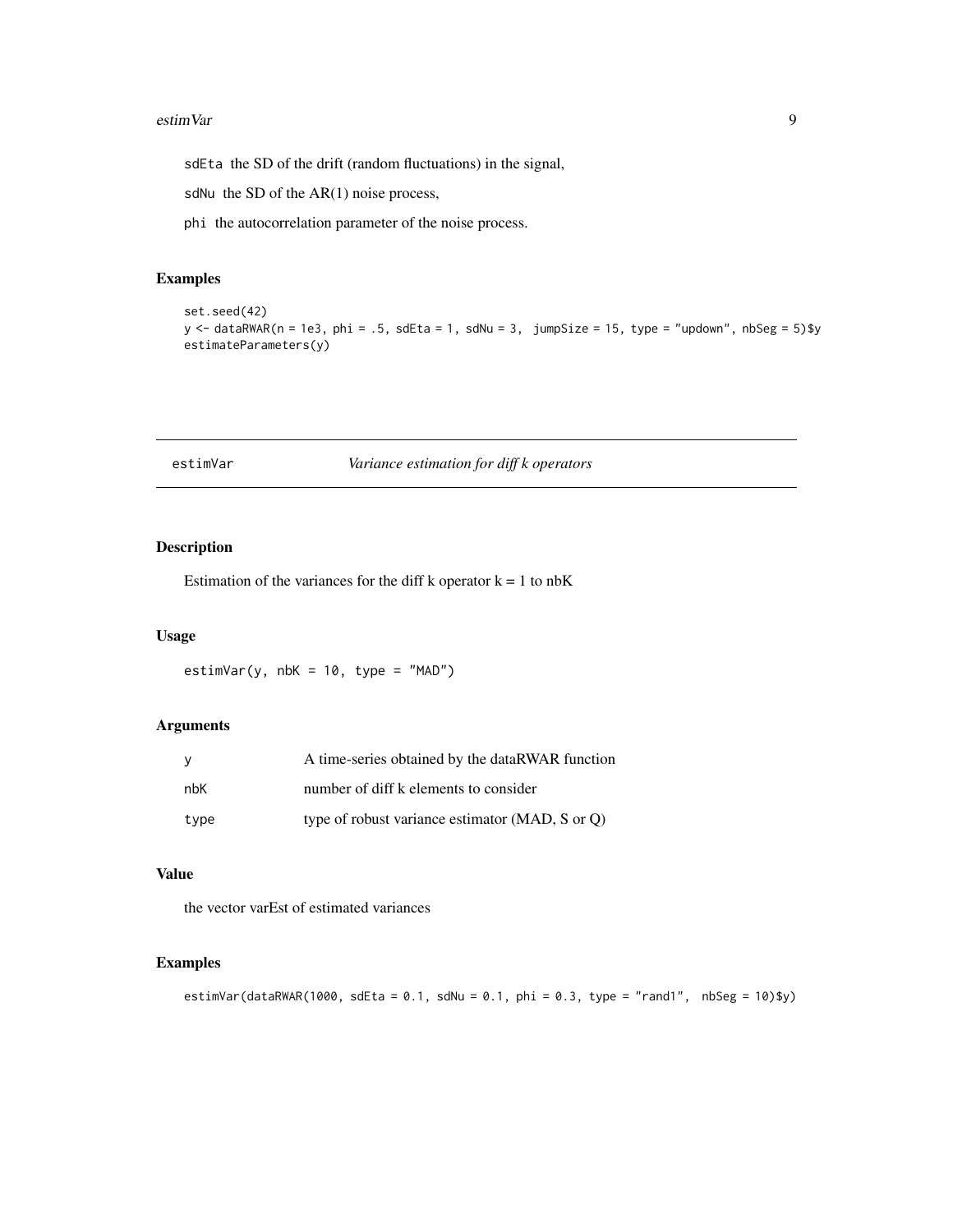sdEta the SD of the drift (random fluctuations) in the signal,

sdNu the SD of the AR(1) noise process,

phi the autocorrelation parameter of the noise process.

### Examples

```
set.seed(42)
y <- dataRWAR(n = 1e3, phi = .5, sdEta = 1, sdNu = 3,  jumpSize = 15, type = "updown", nbSeg = 5)$y
estimateParameters(y)
```

---

## estimVar — *Variance estimation for diff k operators*

---

### Description

Estimation of the variances for the diff k operator k = 1 to nbK

### Usage

```
estimVar(y, nbK = 10, type = "MAD")
```

### Arguments

| | |
|---|---|
| y | A time-series obtained by the dataRWAR function |
| nbK | number of diff k elements to consider |
| type | type of robust variance estimator (MAD, S or Q) |

### Value

the vector varEst of estimated variances

### Examples

```
estimVar(dataRWAR(1000, sdEta = 0.1, sdNu = 0.1, phi = 0.3, type = "rand1",  nbSeg = 10)$y)
```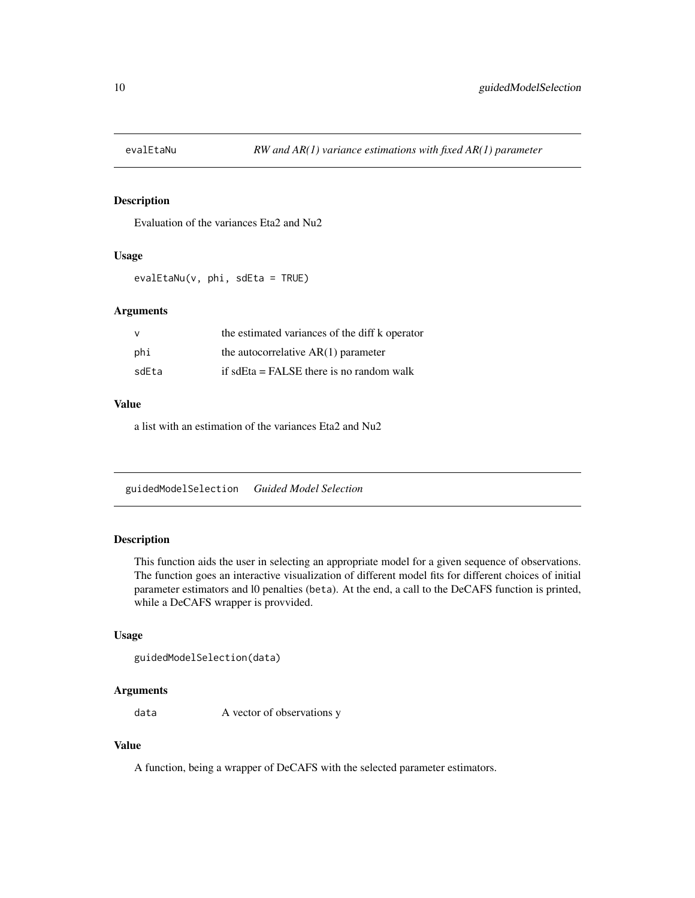## evalEtaNu — *RW and AR(1) variance estimations with fixed AR(1) parameter*

### Description

Evaluation of the variances Eta2 and Nu2

### Usage

```
evalEtaNu(v, phi, sdEta = TRUE)
```

### Arguments

| | |
|---|---|
| v | the estimated variances of the diff k operator |
| phi | the autocorrelative AR(1) parameter |
| sdEta | if sdEta = FALSE there is no random walk |

### Value

a list with an estimation of the variances Eta2 and Nu2

## guidedModelSelection — *Guided Model Selection*

### Description

This function aids the user in selecting an appropriate model for a given sequence of observations. The function goes an interactive visualization of different model fits for different choices of initial parameter estimators and l0 penalties (`beta`). At the end, a call to the DeCAFS function is printed, while a DeCAFS wrapper is provvided.

### Usage

```
guidedModelSelection(data)
```

### Arguments

| | |
|---|---|
| data | A vector of observations y |

### Value

A function, being a wrapper of DeCAFS with the selected parameter estimators.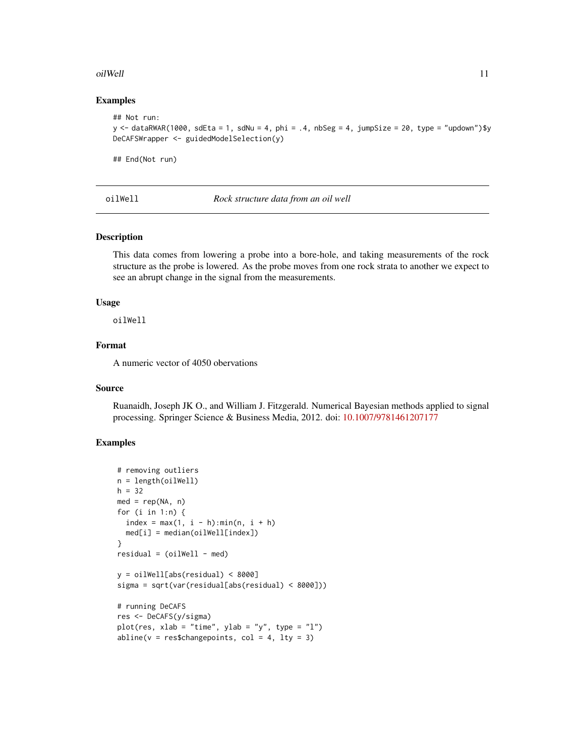## Examples

```
## Not run:
y <- dataRWAR(1000, sdEta = 1, sdNu = 4, phi = .4, nbSeg = 4, jumpSize = 20, type = "updown")$y
DeCAFSWrapper <- guidedModelSelection(y)

## End(Not run)
```

---

# oilWell — *Rock structure data from an oil well*

---

## Description

This data comes from lowering a probe into a bore-hole, and taking measurements of the rock structure as the probe is lowered. As the probe moves from one rock strata to another we expect to see an abrupt change in the signal from the measurements.

## Usage

```
oilWell
```

## Format

A numeric vector of 4050 obervations

## Source

Ruanaidh, Joseph JK O., and William J. Fitzgerald. Numerical Bayesian methods applied to signal processing. Springer Science & Business Media, 2012. doi: 10.1007/9781461207177

## Examples

```
# removing outliers
n = length(oilWell)
h = 32
med = rep(NA, n)
for (i in 1:n) {
  index = max(1, i - h):min(n, i + h)
  med[i] = median(oilWell[index])
}
residual = (oilWell - med)

y = oilWell[abs(residual) < 8000]
sigma = sqrt(var(residual[abs(residual) < 8000]))

# running DeCAFS
res <- DeCAFS(y/sigma)
plot(res, xlab = "time", ylab = "y", type = "l")
abline(v = res$changepoints, col = 4, lty = 3)
```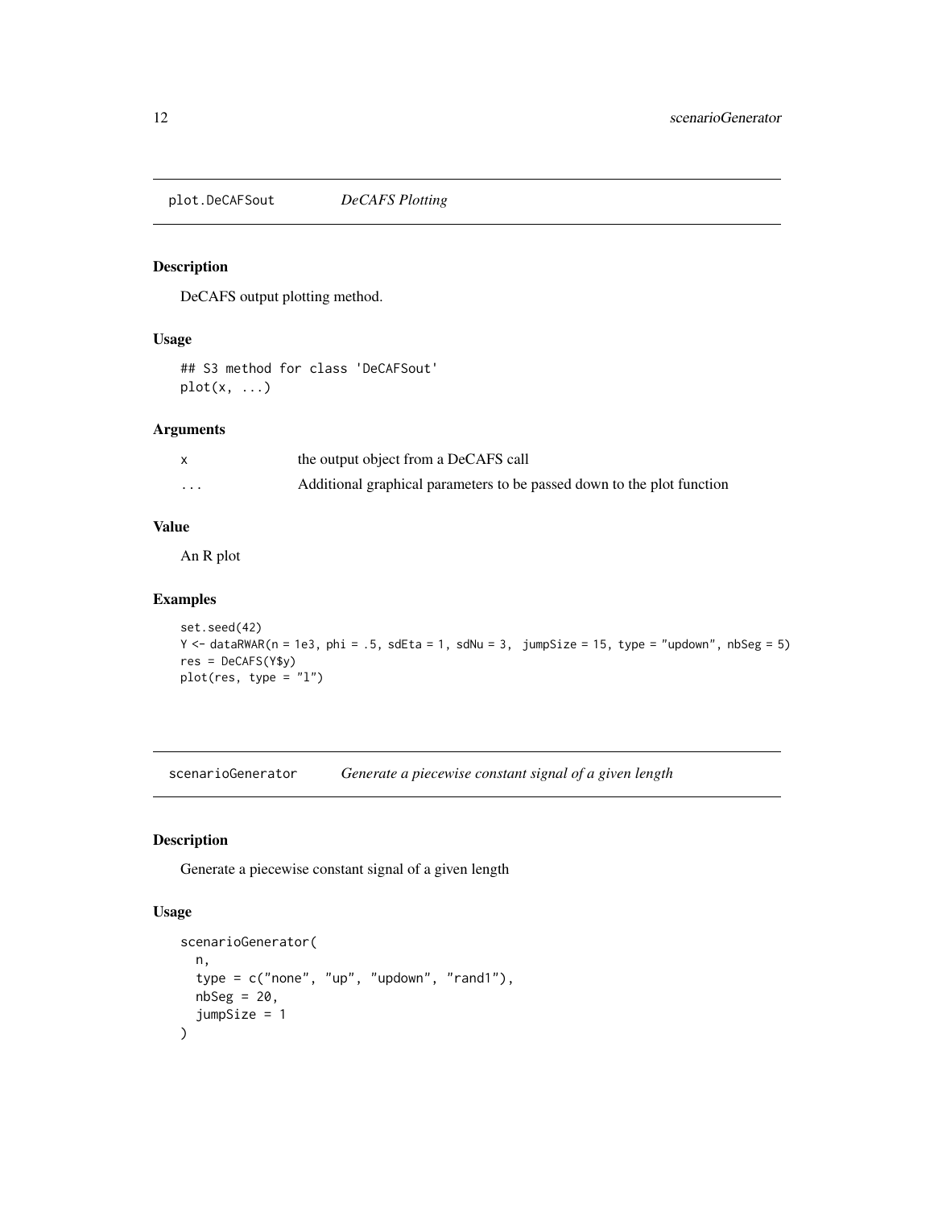## plot.DeCAFSout — *DeCAFS Plotting*

### Description

DeCAFS output plotting method.

### Usage

```
## S3 method for class 'DeCAFSout'
plot(x, ...)
```

### Arguments

| | |
|---|---|
| x | the output object from a DeCAFS call |
| ... | Additional graphical parameters to be passed down to the plot function |

### Value

An R plot

### Examples

```
set.seed(42)
Y <- dataRWAR(n = 1e3, phi = .5, sdEta = 1, sdNu = 3,  jumpSize = 15, type = "updown", nbSeg = 5)
res = DeCAFS(Y$y)
plot(res, type = "l")
```

## scenarioGenerator — *Generate a piecewise constant signal of a given length*

### Description

Generate a piecewise constant signal of a given length

### Usage

```
scenarioGenerator(
  n,
  type = c("none", "up", "updown", "rand1"),
  nbSeg = 20,
  jumpSize = 1
)
```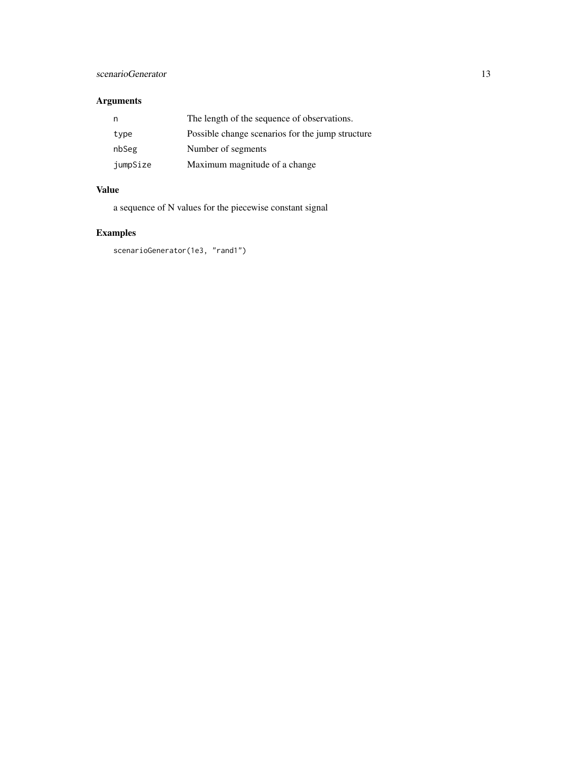### Arguments

| | |
|---|---|
| `n` | The length of the sequence of observations. |
| `type` | Possible change scenarios for the jump structure |
| `nbSeg` | Number of segments |
| `jumpSize` | Maximum magnitude of a change |

### Value

a sequence of N values for the piecewise constant signal

### Examples

```
scenarioGenerator(1e3, "rand1")
```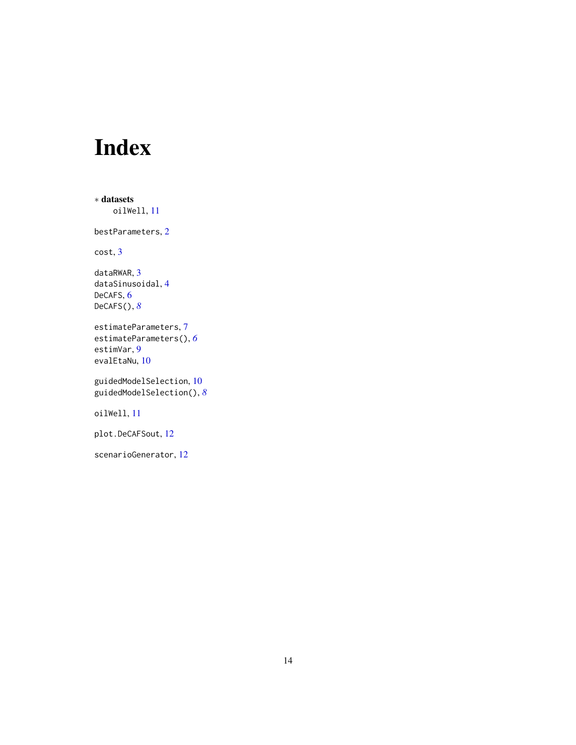# Index

* **datasets**
    oilWell, 11

bestParameters, 2

cost, 3

dataRWAR, 3
dataSinusoidal, 4
DeCAFS, 6
DeCAFS(), *8*

estimateParameters, 7
estimateParameters(), *6*
estimVar, 9
evalEtaNu, 10

guidedModelSelection, 10
guidedModelSelection(), *8*

oilWell, 11

plot.DeCAFSout, 12

scenarioGenerator, 12